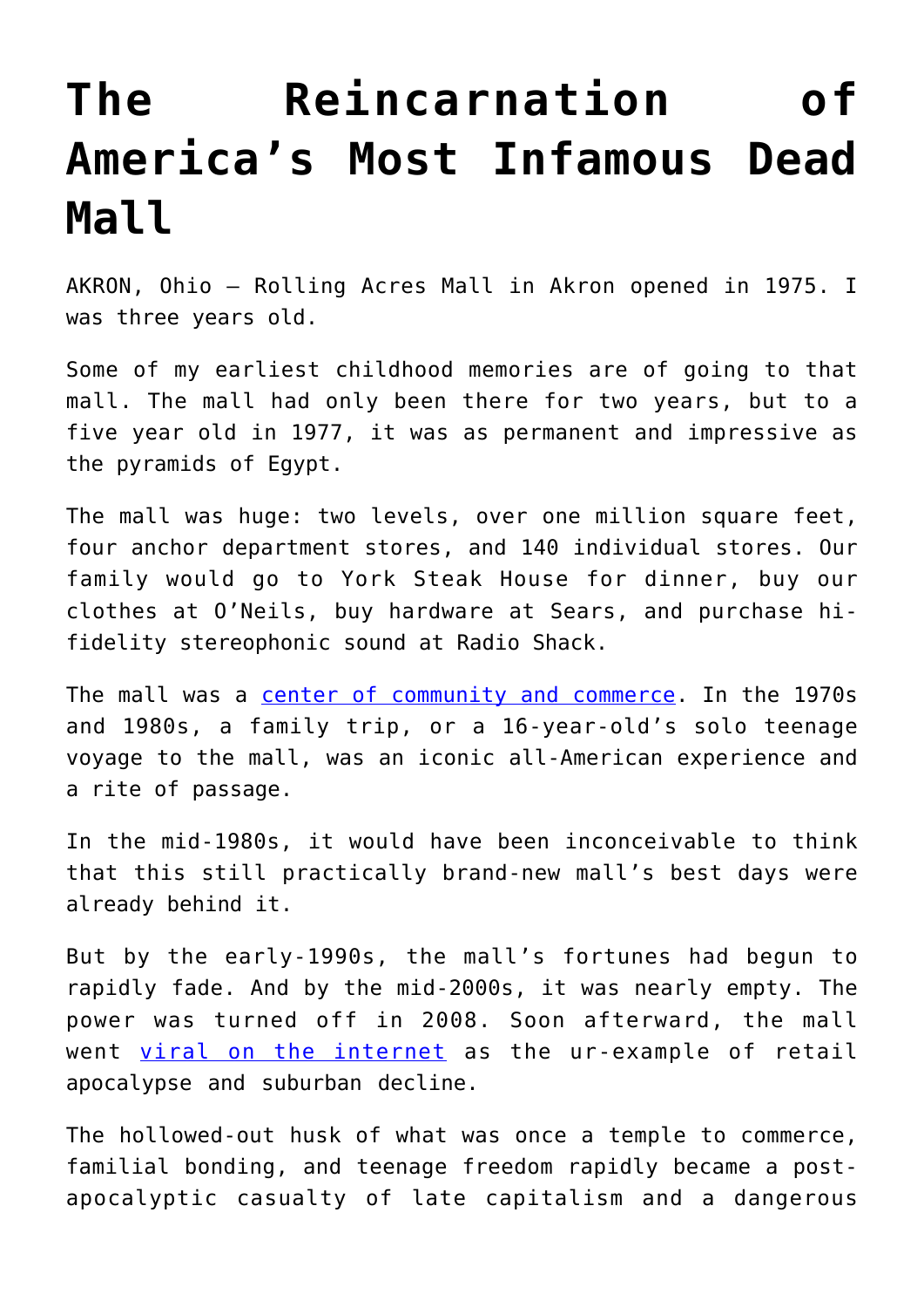# The Reincarnation of America's Most Infamous Dead Mall

AKRON, Ohio – Rolling Acres Mall in Akron opened in 1975. I was three years old.

Some of my earliest childhood memories are of going to that mall. The mall had only been there for two years, but to a five year old in 1977, it was as permanent and impressive as the pyramids of Egypt.

The mall was huge: two levels, over one million square feet, four anchor department stores, and 140 individual stores. Our family would go to York Steak House for dinner, buy our clothes at O'Neils, buy hardware at Sears, and purchase hi-fidelity stereophonic sound at Radio Shack.

The mall was a [center of community and commerce](). In the 1970s and 1980s, a family trip, or a 16-year-old's solo teenage voyage to the mall, was an iconic all-American experience and a rite of passage.

In the mid-1980s, it would have been inconceivable to think that this still practically brand-new mall's best days were already behind it.

But by the early-1990s, the mall's fortunes had begun to rapidly fade. And by the mid-2000s, it was nearly empty. The power was turned off in 2008. Soon afterward, the mall went [viral on the internet]() as the ur-example of retail apocalypse and suburban decline.

The hollowed-out husk of what was once a temple to commerce, familial bonding, and teenage freedom rapidly became a post-apocalyptic casualty of late capitalism and a dangerous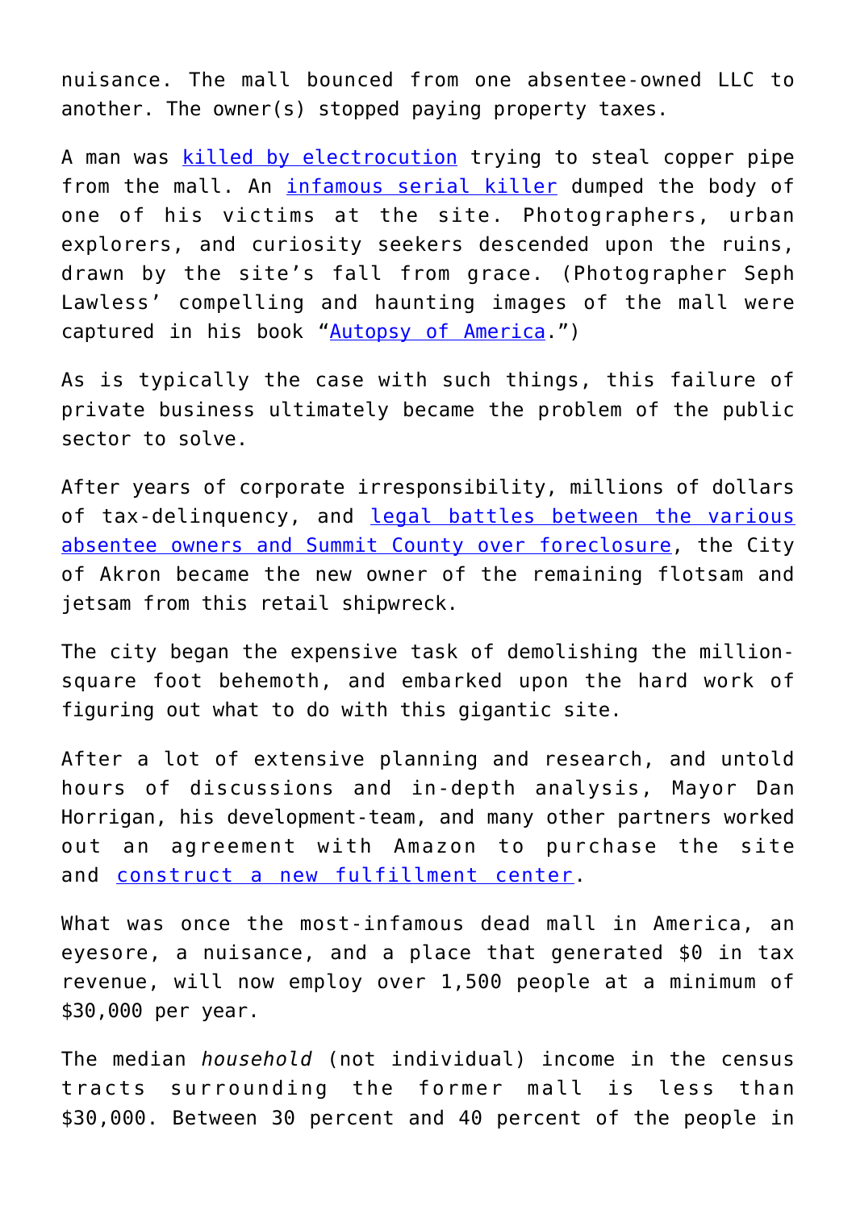nuisance. The mall bounced from one absentee-owned LLC to another. The owner(s) stopped paying property taxes.

A man was killed by electrocution trying to steal copper pipe from the mall. An infamous serial killer dumped the body of one of his victims at the site. Photographers, urban explorers, and curiosity seekers descended upon the ruins, drawn by the site's fall from grace. (Photographer Seph Lawless' compelling and haunting images of the mall were captured in his book "Autopsy of America.")

As is typically the case with such things, this failure of private business ultimately became the problem of the public sector to solve.

After years of corporate irresponsibility, millions of dollars of tax-delinquency, and legal battles between the various absentee owners and Summit County over foreclosure, the City of Akron became the new owner of the remaining flotsam and jetsam from this retail shipwreck.

The city began the expensive task of demolishing the million-square foot behemoth, and embarked upon the hard work of figuring out what to do with this gigantic site.

After a lot of extensive planning and research, and untold hours of discussions and in-depth analysis, Mayor Dan Horrigan, his development-team, and many other partners worked out an agreement with Amazon to purchase the site and construct a new fulfillment center.

What was once the most-infamous dead mall in America, an eyesore, a nuisance, and a place that generated $0 in tax revenue, will now employ over 1,500 people at a minimum of $30,000 per year.

The median *household* (not individual) income in the census tracts surrounding the former mall is less than $30,000. Between 30 percent and 40 percent of the people in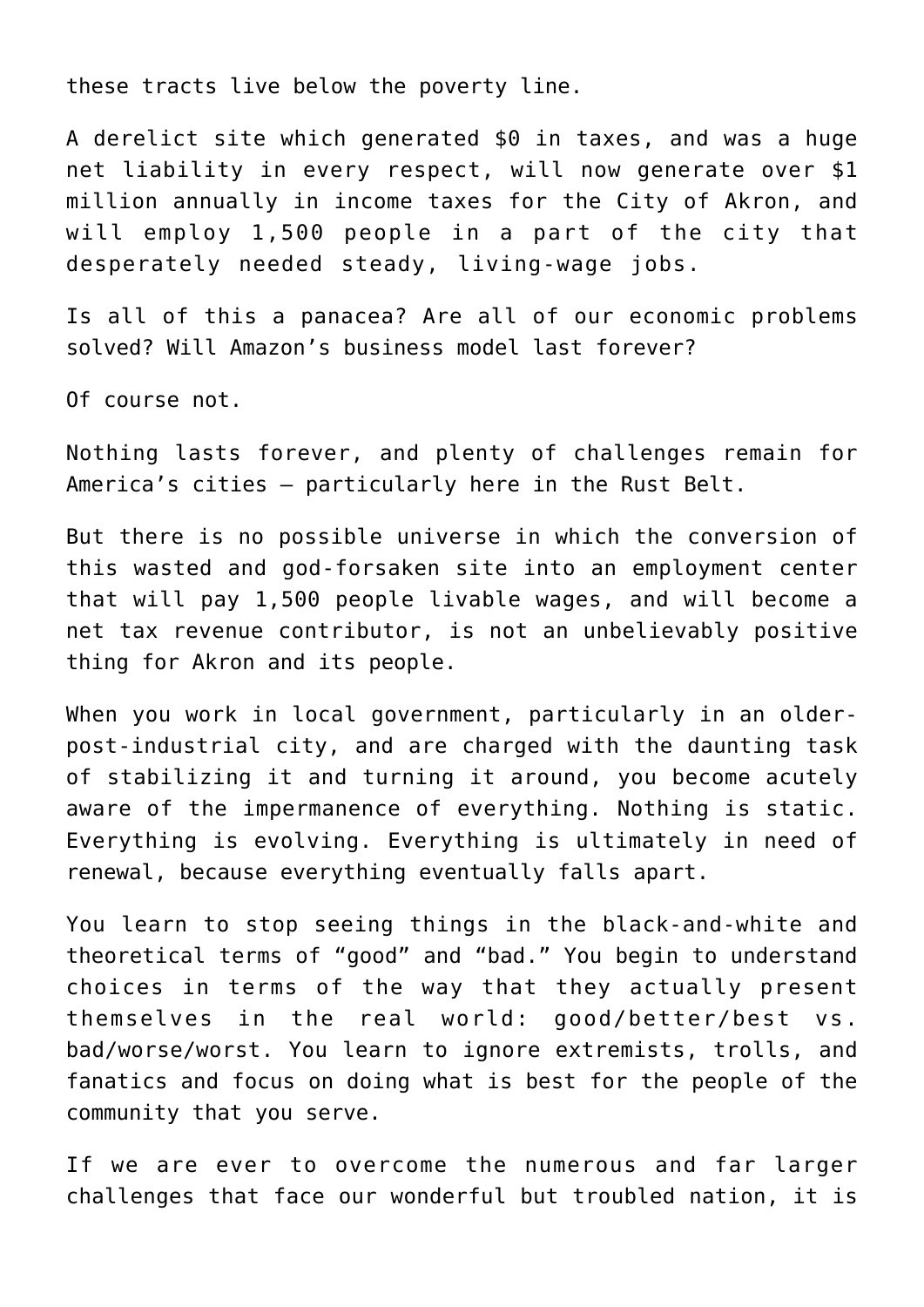these tracts live below the poverty line.

A derelict site which generated $0 in taxes, and was a huge net liability in every respect, will now generate over $1 million annually in income taxes for the City of Akron, and will employ 1,500 people in a part of the city that desperately needed steady, living-wage jobs.

Is all of this a panacea? Are all of our economic problems solved? Will Amazon's business model last forever?

Of course not.

Nothing lasts forever, and plenty of challenges remain for America's cities – particularly here in the Rust Belt.

But there is no possible universe in which the conversion of this wasted and god-forsaken site into an employment center that will pay 1,500 people livable wages, and will become a net tax revenue contributor, is not an unbelievably positive thing for Akron and its people.

When you work in local government, particularly in an older-post-industrial city, and are charged with the daunting task of stabilizing it and turning it around, you become acutely aware of the impermanence of everything. Nothing is static. Everything is evolving. Everything is ultimately in need of renewal, because everything eventually falls apart.

You learn to stop seeing things in the black-and-white and theoretical terms of "good" and "bad." You begin to understand choices in terms of the way that they actually present themselves in the real world: good/better/best vs. bad/worse/worst. You learn to ignore extremists, trolls, and fanatics and focus on doing what is best for the people of the community that you serve.

If we are ever to overcome the numerous and far larger challenges that face our wonderful but troubled nation, it is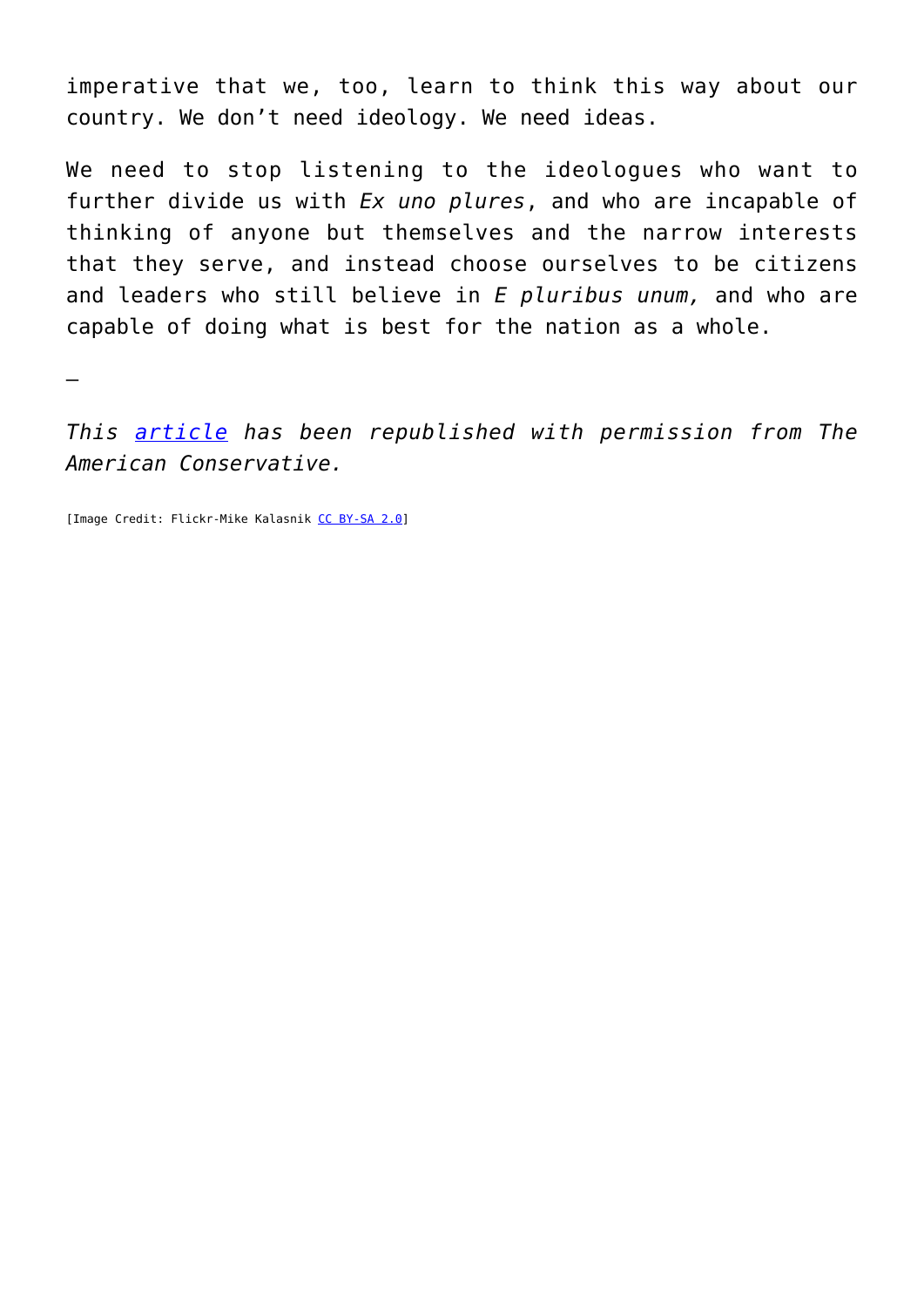imperative that we, too, learn to think this way about our country. We don't need ideology. We need ideas.

We need to stop listening to the ideologues who want to further divide us with *Ex uno plures*, and who are incapable of thinking of anyone but themselves and the narrow interests that they serve, and instead choose ourselves to be citizens and leaders who still believe in *E pluribus unum,* and who are capable of doing what is best for the nation as a whole.

—

*This article has been republished with permission from The American Conservative.*

[Image Credit: Flickr-Mike Kalasnik CC BY-SA 2.0]